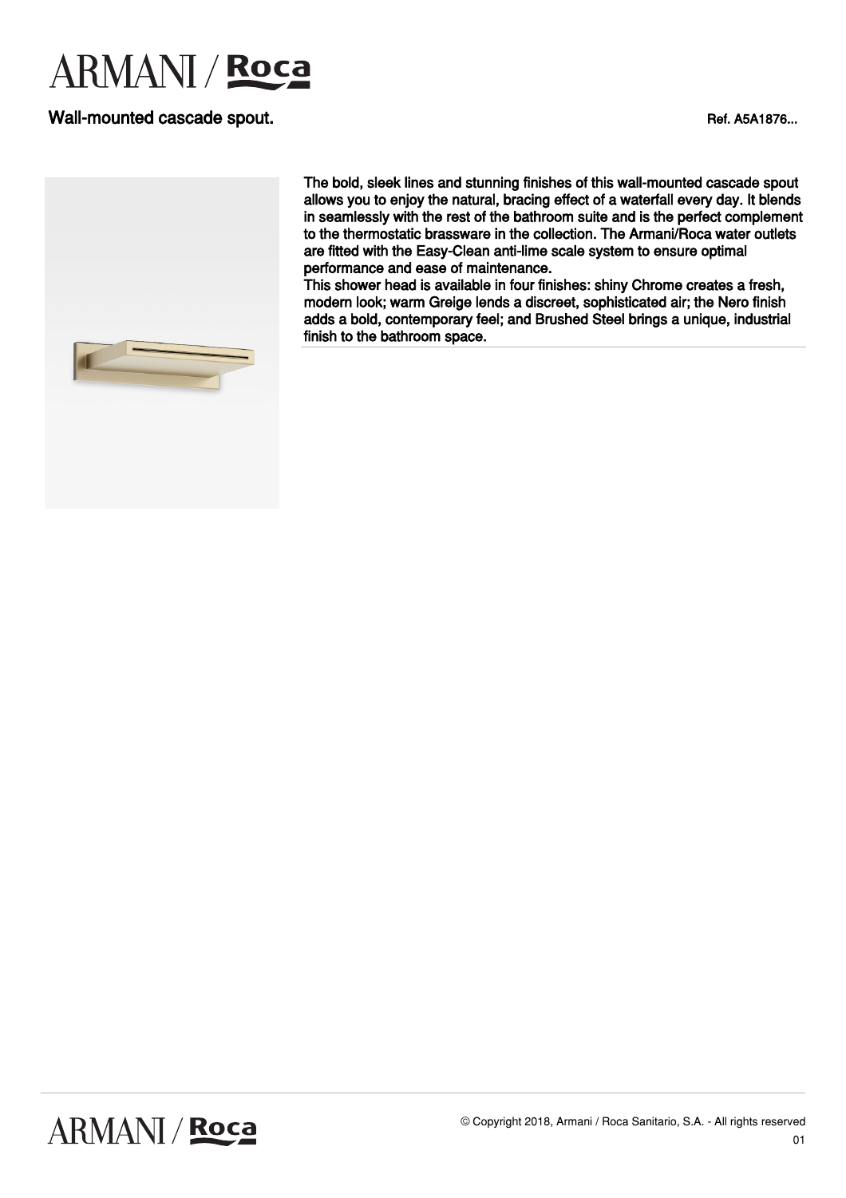# ARMANI / Roca

## Wall-mounted cascade spout.

Ref. A5A1876...

The bold, sleek lines and stunning finishes of this wall-mounted cascade spout allows you to enjoy the natural, bracing effect of a waterfall every day. It blends in seamlessly with the rest of the bathroom suite and is the perfect complement to the thermostatic brassware in the collection. The Armani/Roca water outlets are fitted with the Easy-Clean anti-lime scale system to ensure optimal performance and ease of maintenance.
This shower head is available in four finishes: shiny Chrome creates a fresh, modern look; warm Greige lends a discreet, sophisticated air; the Nero finish adds a bold, contemporary feel; and Brushed Steel brings a unique, industrial finish to the bathroom space.

© Copyright 2018, Armani / Roca Sanitario, S.A. - All rights reserved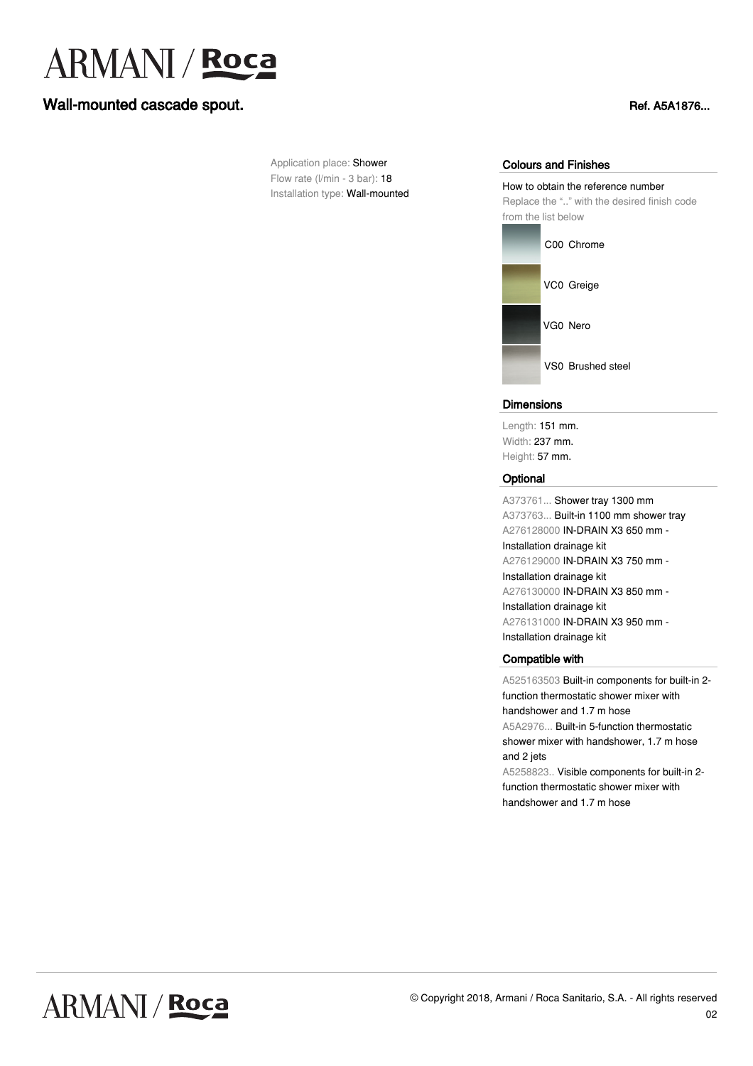# ARMANI / Roca

## Wall-mounted cascade spout.

Ref. A5A1876...

Application place: Shower
Flow rate (l/min - 3 bar): 18
Installation type: Wall-mounted

### Colours and Finishes

How to obtain the reference number
Replace the ".." with the desired finish code from the list below

C00 Chrome
VC0 Greige
VG0 Nero
VS0 Brushed steel

### Dimensions

Length: 151 mm.
Width: 237 mm.
Height: 57 mm.

### Optional

A373761... Shower tray 1300 mm
A373763... Built-in 1100 mm shower tray
A276128000 IN-DRAIN X3 650 mm - Installation drainage kit
A276129000 IN-DRAIN X3 750 mm - Installation drainage kit
A276130000 IN-DRAIN X3 850 mm - Installation drainage kit
A276131000 IN-DRAIN X3 950 mm - Installation drainage kit

### Compatible with

A525163503 Built-in components for built-in 2-function thermostatic shower mixer with handshower and 1.7 m hose
A5A2976... Built-in 5-function thermostatic shower mixer with handshower, 1.7 m hose and 2 jets
A5258823.. Visible components for built-in 2-function thermostatic shower mixer with handshower and 1.7 m hose

© Copyright 2018, Armani / Roca Sanitario, S.A. - All rights reserved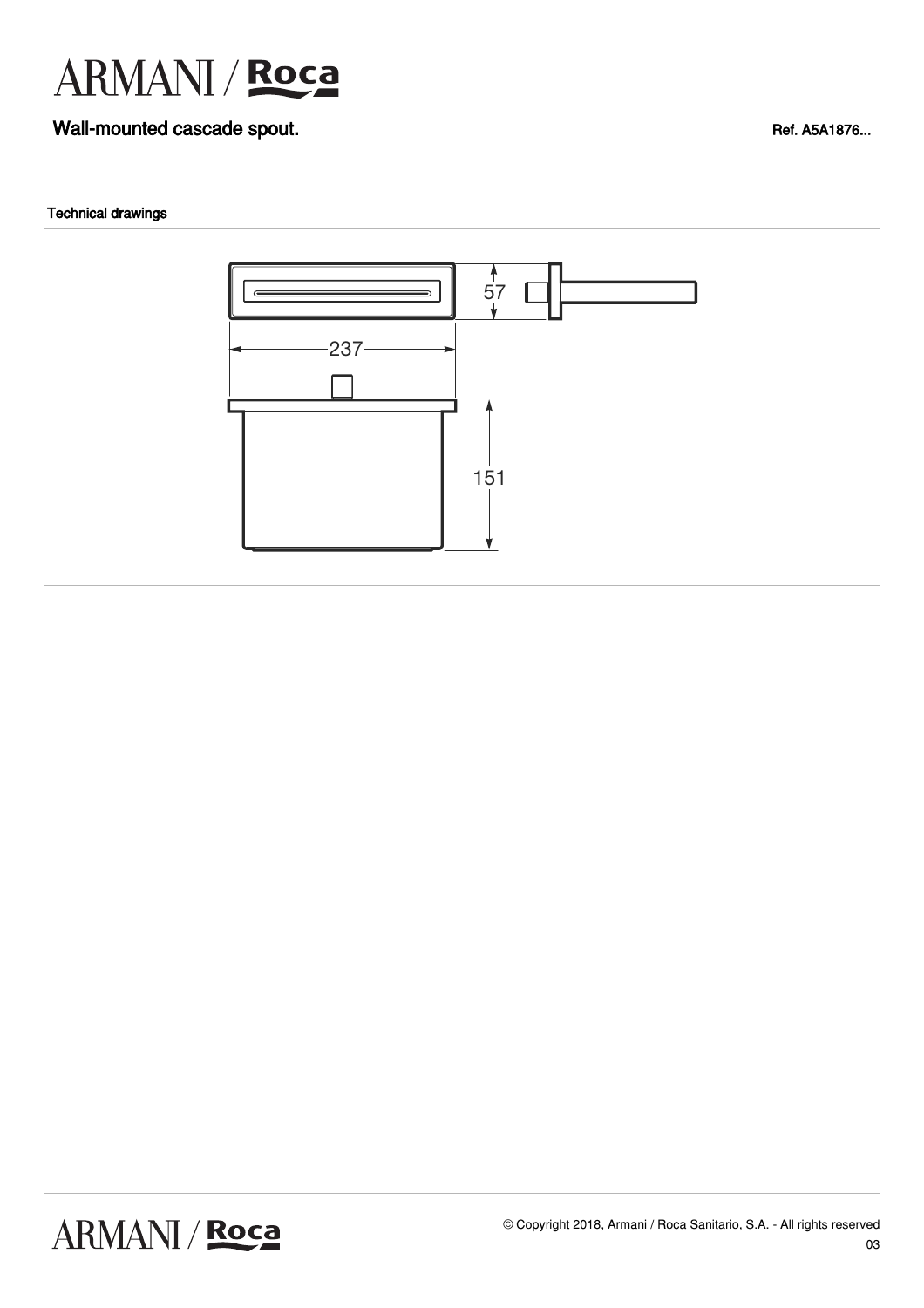# Wall-mounted cascade spout.

Ref. A5A1876...

Technical drawings

57

237

151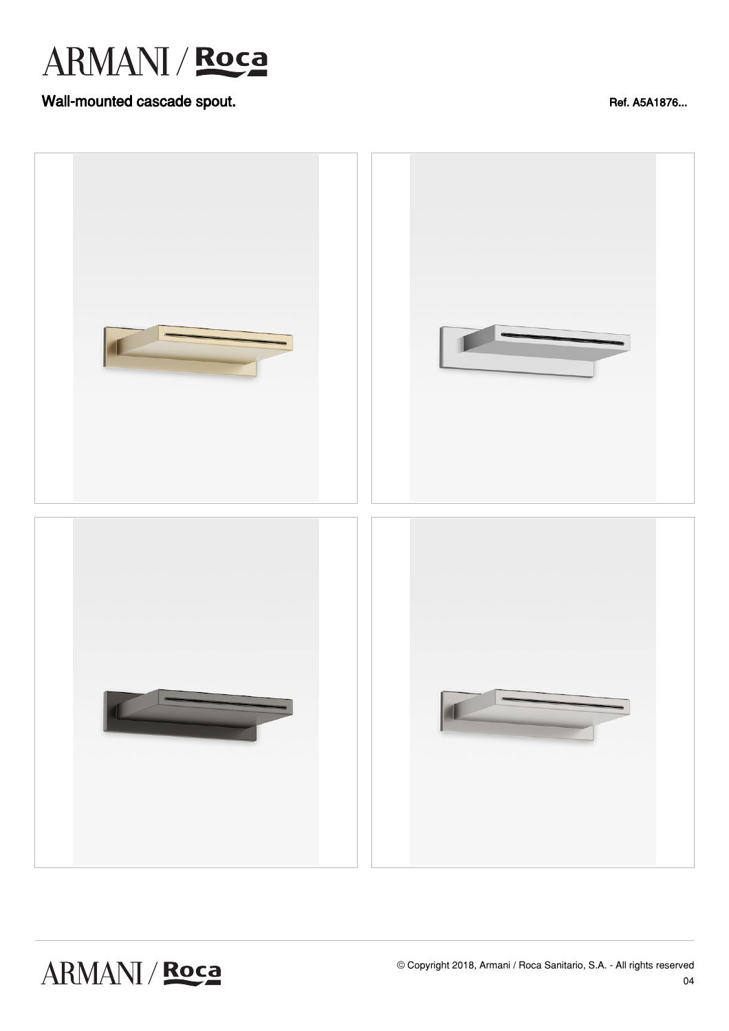# ARMANI / Roca

## Wall-mounted cascade spout.

Ref. A5A1876...

© Copyright 2018, Armani / Roca Sanitario, S.A. - All rights reserved